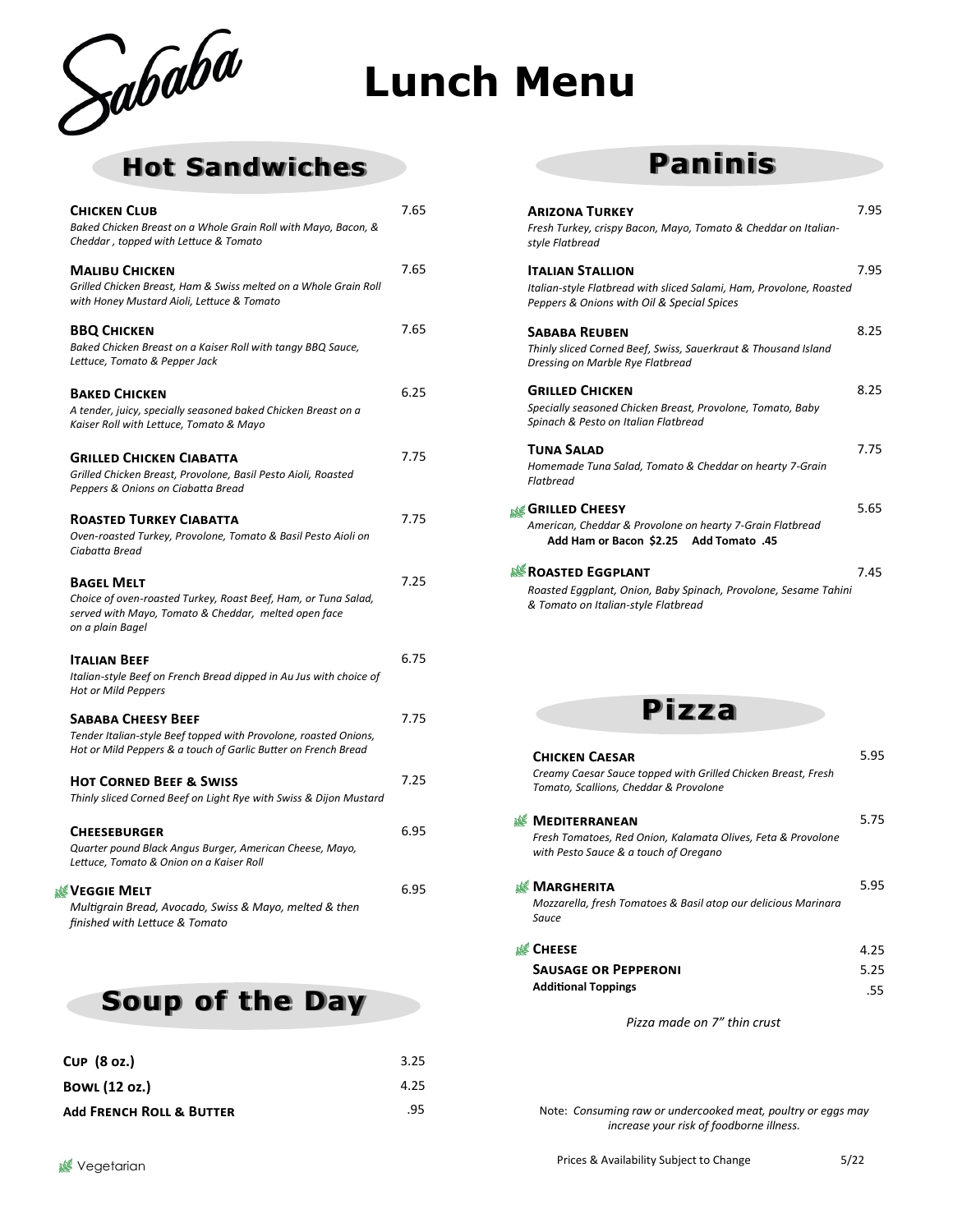# Sababa Lunch Menu

## Hot Sandwiches

**Chicken Club** — 7.65
*Baked Chicken Breast on a Whole Grain Roll with Mayo, Bacon, & Cheddar , topped with Lettuce & Tomato*

**Malibu Chicken** — 7.65
*Grilled Chicken Breast, Ham & Swiss melted on a Whole Grain Roll with Honey Mustard Aioli, Lettuce & Tomato*

**BBQ Chicken** — 7.65
*Baked Chicken Breast on a Kaiser Roll with tangy BBQ Sauce, Lettuce, Tomato & Pepper Jack*

**Baked Chicken** — 6.25
*A tender, juicy, specially seasoned baked Chicken Breast on a Kaiser Roll with Lettuce, Tomato & Mayo*

**Grilled Chicken Ciabatta** — 7.75
*Grilled Chicken Breast, Provolone, Basil Pesto Aioli, Roasted Peppers & Onions on Ciabatta Bread*

**Roasted Turkey Ciabatta** — 7.75
*Oven-roasted Turkey, Provolone, Tomato & Basil Pesto Aioli on Ciabatta Bread*

**Bagel Melt** — 7.25
*Choice of oven-roasted Turkey, Roast Beef, Ham, or Tuna Salad, served with Mayo, Tomato & Cheddar, melted open face on a plain Bagel*

**Italian Beef** — 6.75
*Italian-style Beef on French Bread dipped in Au Jus with choice of Hot or Mild Peppers*

**Sababa Cheesy Beef** — 7.75
*Tender Italian-style Beef topped with Provolone, roasted Onions, Hot or Mild Peppers & a touch of Garlic Butter on French Bread*

**Hot Corned Beef & Swiss** — 7.25
*Thinly sliced Corned Beef on Light Rye with Swiss & Dijon Mustard*

**Cheeseburger** — 6.95
*Quarter pound Black Angus Burger, American Cheese, Mayo, Lettuce, Tomato & Onion on a Kaiser Roll*

**Veggie Melt** (Vegetarian) — 6.95
*Multigrain Bread, Avocado, Swiss & Mayo, melted & then finished with Lettuce & Tomato*

## Soup of the Day

| Item | Price |
|---|---|
| **Cup (8 oz.)** | 3.25 |
| **Bowl (12 oz.)** | 4.25 |
| **Add French Roll & Butter** | .95 |

## Paninis

**Arizona Turkey** — 7.95
*Fresh Turkey, crispy Bacon, Mayo, Tomato & Cheddar on Italian-style Flatbread*

**Italian Stallion** — 7.95
*Italian-style Flatbread with sliced Salami, Ham, Provolone, Roasted Peppers & Onions with Oil & Special Spices*

**Sababa Reuben** — 8.25
*Thinly sliced Corned Beef, Swiss, Sauerkraut & Thousand Island Dressing on Marble Rye Flatbread*

**Grilled Chicken** — 8.25
*Specially seasoned Chicken Breast, Provolone, Tomato, Baby Spinach & Pesto on Italian Flatbread*

**Tuna Salad** — 7.75
*Homemade Tuna Salad, Tomato & Cheddar on hearty 7-Grain Flatbread*

**Grilled Cheesy** (Vegetarian) — 5.65
*American, Cheddar & Provolone on hearty 7-Grain Flatbread*
**Add Ham or Bacon $2.25  Add Tomato .45**

**Roasted Eggplant** (Vegetarian) — 7.45
*Roasted Eggplant, Onion, Baby Spinach, Provolone, Sesame Tahini & Tomato on Italian-style Flatbread*

## Pizza

**Chicken Caesar** — 5.95
*Creamy Caesar Sauce topped with Grilled Chicken Breast, Fresh Tomato, Scallions, Cheddar & Provolone*

**Mediterranean** (Vegetarian) — 5.75
*Fresh Tomatoes, Red Onion, Kalamata Olives, Feta & Provolone with Pesto Sauce & a touch of Oregano*

**Margherita** (Vegetarian) — 5.95
*Mozzarella, fresh Tomatoes & Basil atop our delicious Marinara Sauce*

| Item | Price |
|---|---|
| **Cheese** (Vegetarian) | 4.25 |
| **Sausage or Pepperoni** | 5.25 |
| **Additional Toppings** | .55 |

*Pizza made on 7" thin crust*

Note: *Consuming raw or undercooked meat, poultry or eggs may increase your risk of foodborne illness.*

Vegetarian (leaf symbol)

Prices & Availability Subject to Change — 5/22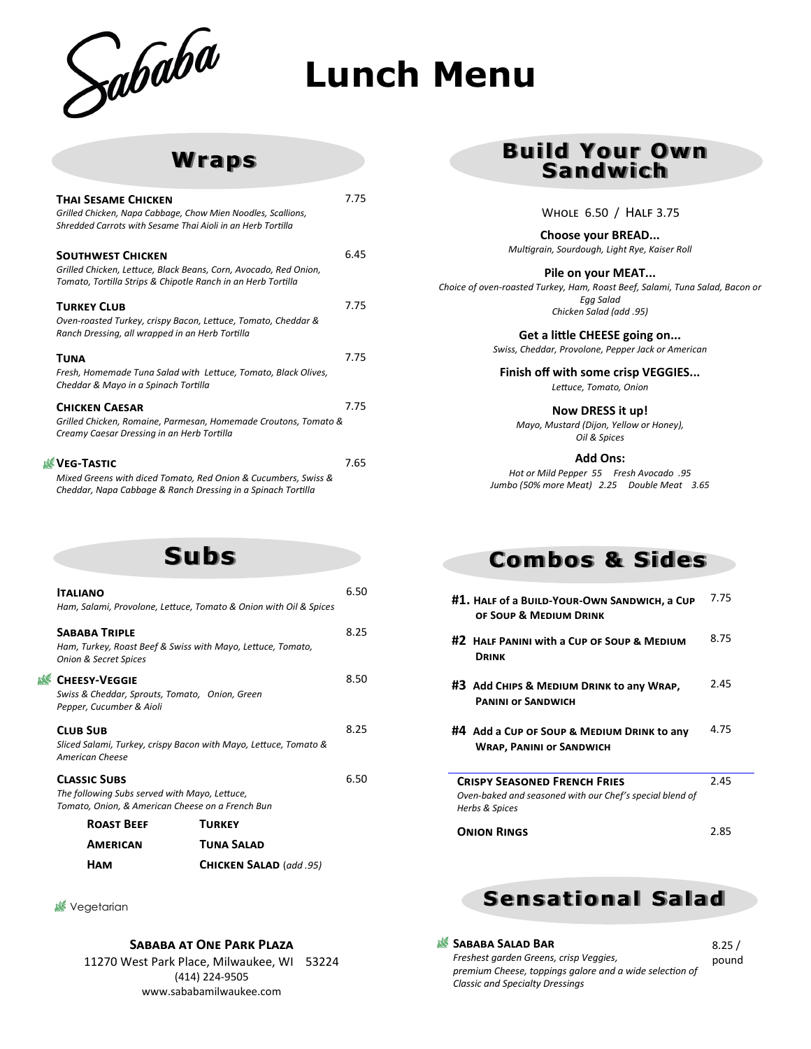# Sababa Lunch Menu

## Wraps

**Thai Sesame Chicken** 7.75
*Grilled Chicken, Napa Cabbage, Chow Mien Noodles, Scallions, Shredded Carrots with Sesame Thai Aioli in an Herb Tortilla*

**Southwest Chicken** 6.45
*Grilled Chicken, Lettuce, Black Beans, Corn, Avocado, Red Onion, Tomato, Tortilla Strips & Chipotle Ranch in an Herb Tortilla*

**Turkey Club** 7.75
*Oven-roasted Turkey, crispy Bacon, Lettuce, Tomato, Cheddar & Ranch Dressing, all wrapped in an Herb Tortilla*

**Tuna** 7.75
*Fresh, Homemade Tuna Salad with Lettuce, Tomato, Black Olives, Cheddar & Mayo in a Spinach Tortilla*

**Chicken Caesar** 7.75
*Grilled Chicken, Romaine, Parmesan, Homemade Croutons, Tomato & Creamy Caesar Dressing in an Herb Tortilla*

**Veg-Tastic** (Vegetarian) 7.65
*Mixed Greens with diced Tomato, Red Onion & Cucumbers, Swiss & Cheddar, Napa Cabbage & Ranch Dressing in a Spinach Tortilla*

## Subs

**Italiano** 6.50
*Ham, Salami, Provolone, Lettuce, Tomato & Onion with Oil & Spices*

**Sababa Triple** 8.25
*Ham, Turkey, Roast Beef & Swiss with Mayo, Lettuce, Tomato, Onion & Secret Spices*

**Cheesy-Veggie** (Vegetarian) 8.50
*Swiss & Cheddar, Sprouts, Tomato, Onion, Green Pepper, Cucumber & Aioli*

**Club Sub** 8.25
*Sliced Salami, Turkey, crispy Bacon with Mayo, Lettuce, Tomato & American Cheese*

**Classic Subs** 6.50
*The following Subs served with Mayo, Lettuce, Tomato, Onion, & American Cheese on a French Bun*

| | |
|---|---|
| **Roast Beef** | **Turkey** |
| **American** | **Tuna Salad** |
| **Ham** | **Chicken Salad** *(add .95)* |

Vegetarian

**Sababa at One Park Plaza**
11270 West Park Place, Milwaukee, WI 53224
(414) 224-9505
www.sababamilwaukee.com

## Build Your Own Sandwich

Whole 6.50 / Half 3.75

**Choose your BREAD...**
*Multigrain, Sourdough, Light Rye, Kaiser Roll*

**Pile on your MEAT...**
*Choice of oven-roasted Turkey, Ham, Roast Beef, Salami, Tuna Salad, Bacon or Egg Salad*
*Chicken Salad (add .95)*

**Get a little CHEESE going on...**
*Swiss, Cheddar, Provolone, Pepper Jack or American*

**Finish off with some crisp VEGGIES...**
*Lettuce, Tomato, Onion*

**Now DRESS it up!**
*Mayo, Mustard (Dijon, Yellow or Honey), Oil & Spices*

**Add Ons:**
*Hot or Mild Pepper 55 Fresh Avocado .95*
*Jumbo (50% more Meat) 2.25 Double Meat 3.65*

## Combos & Sides

**#1. Half of a Build-Your-Own Sandwich, a Cup of Soup & Medium Drink** 7.75

**#2 Half Panini with a Cup of Soup & Medium Drink** 8.75

**#3 Add Chips & Medium Drink to any Wrap, Panini or Sandwich** 2.45

**#4 Add a Cup of Soup & Medium Drink to any Wrap, Panini or Sandwich** 4.75

**Crispy Seasoned French Fries** 2.45
*Oven-baked and seasoned with our Chef's special blend of Herbs & Spices*

**Onion Rings** 2.85

## Sensational Salad

**Sababa Salad Bar** (Vegetarian) 8.25 / pound
*Freshest garden Greens, crisp Veggies, premium Cheese, toppings galore and a wide selection of Classic and Specialty Dressings*